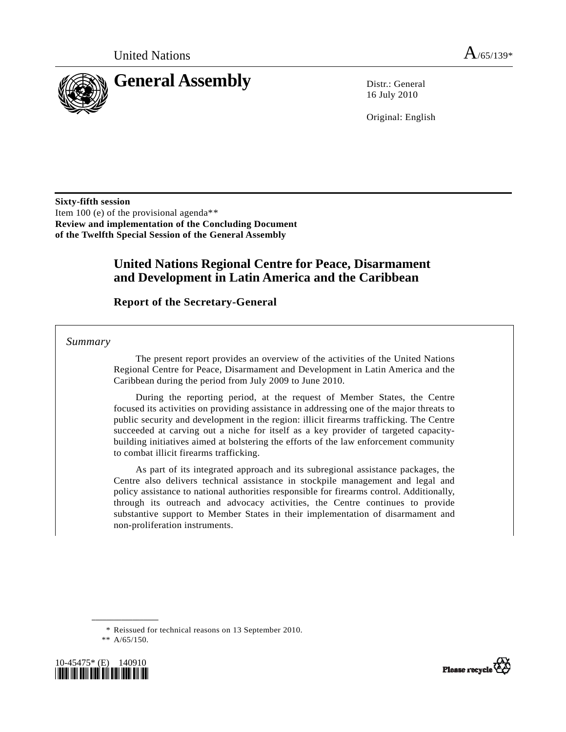United Nations A/65/139*

# General Assembly

Distr.: General
16 July 2010

Original: English

**Sixty-fifth session**
Item 100 (e) of the provisional agenda**
**Review and implementation of the Concluding Document of the Twelfth Special Session of the General Assembly**

## United Nations Regional Centre for Peace, Disarmament and Development in Latin America and the Caribbean

### Report of the Secretary-General

*Summary*

The present report provides an overview of the activities of the United Nations Regional Centre for Peace, Disarmament and Development in Latin America and the Caribbean during the period from July 2009 to June 2010.

During the reporting period, at the request of Member States, the Centre focused its activities on providing assistance in addressing one of the major threats to public security and development in the region: illicit firearms trafficking. The Centre succeeded at carving out a niche for itself as a key provider of targeted capacity-building initiatives aimed at bolstering the efforts of the law enforcement community to combat illicit firearms trafficking.

As part of its integrated approach and its subregional assistance packages, the Centre also delivers technical assistance in stockpile management and legal and policy assistance to national authorities responsible for firearms control. Additionally, through its outreach and advocacy activities, the Centre continues to provide substantive support to Member States in their implementation of disarmament and non-proliferation instruments.

\* Reissued for technical reasons on 13 September 2010.
\*\* A/65/150.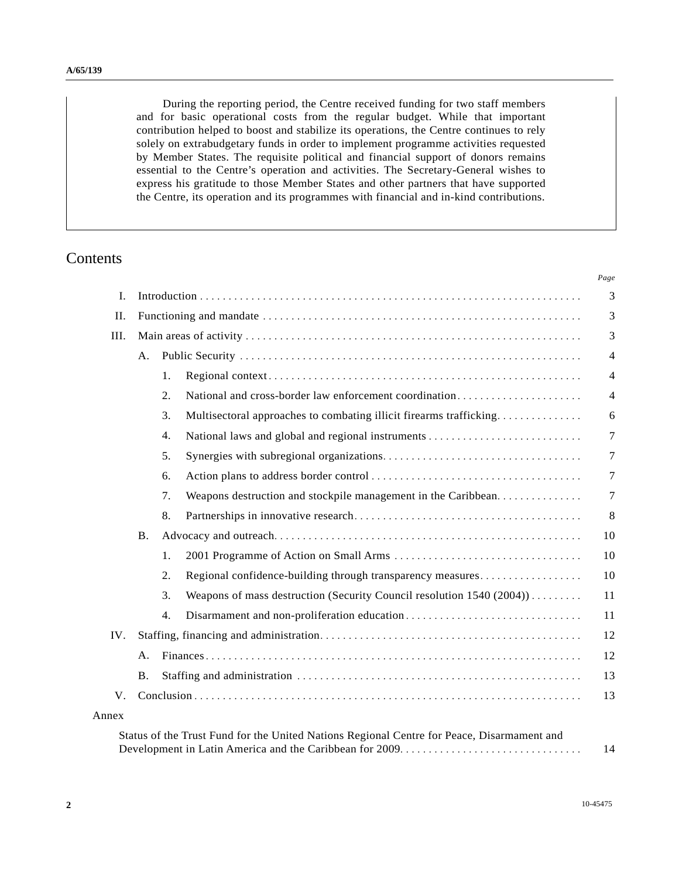During the reporting period, the Centre received funding for two staff members and for basic operational costs from the regular budget. While that important contribution helped to boost and stabilize its operations, the Centre continues to rely solely on extrabudgetary funds in order to implement programme activities requested by Member States. The requisite political and financial support of donors remains essential to the Centre's operation and activities. The Secretary-General wishes to express his gratitude to those Member States and other partners that have supported the Centre, its operation and its programmes with financial and in-kind contributions.

# Contents

| | | | | *Page* |
|---|---|---|---|---|
| I. | Introduction | | | 3 |
| II. | Functioning and mandate | | | 3 |
| III. | Main areas of activity | | | 3 |
| | A. | Public Security | | 4 |
| | | 1. | Regional context | 4 |
| | | 2. | National and cross-border law enforcement coordination | 4 |
| | | 3. | Multisectoral approaches to combating illicit firearms trafficking | 6 |
| | | 4. | National laws and global and regional instruments | 7 |
| | | 5. | Synergies with subregional organizations | 7 |
| | | 6. | Action plans to address border control | 7 |
| | | 7. | Weapons destruction and stockpile management in the Caribbean | 7 |
| | | 8. | Partnerships in innovative research | 8 |
| | B. | Advocacy and outreach | | 10 |
| | | 1. | 2001 Programme of Action on Small Arms | 10 |
| | | 2. | Regional confidence-building through transparency measures | 10 |
| | | 3. | Weapons of mass destruction (Security Council resolution 1540 (2004)) | 11 |
| | | 4. | Disarmament and non-proliferation education | 11 |
| IV. | Staffing, financing and administration | | | 12 |
| | A. | Finances | | 12 |
| | B. | Staffing and administration | | 13 |
| V. | Conclusion | | | 13 |

Annex

| | |
|---|---|
| Status of the Trust Fund for the United Nations Regional Centre for Peace, Disarmament and Development in Latin America and the Caribbean for 2009 | 14 |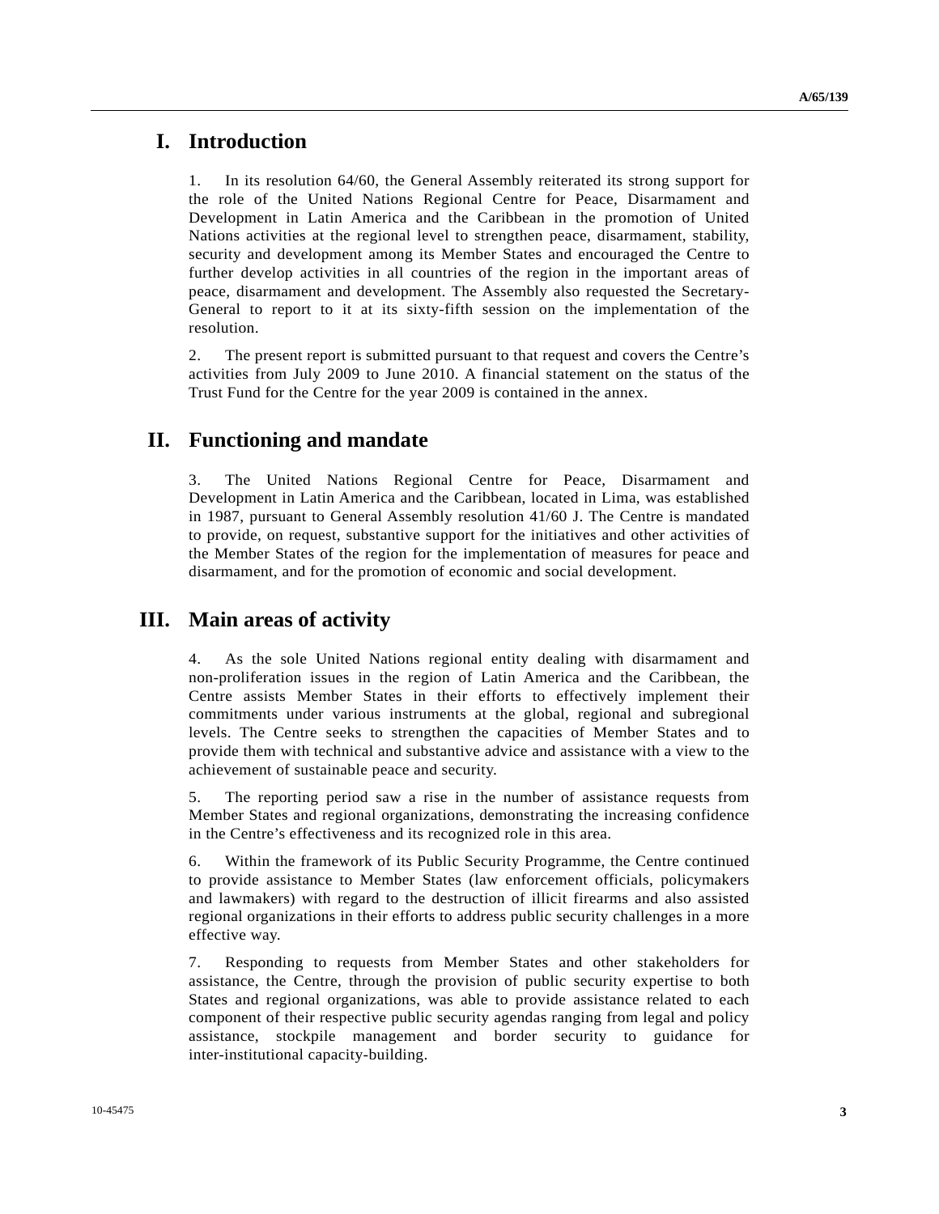# I. Introduction

1. In its resolution 64/60, the General Assembly reiterated its strong support for the role of the United Nations Regional Centre for Peace, Disarmament and Development in Latin America and the Caribbean in the promotion of United Nations activities at the regional level to strengthen peace, disarmament, stability, security and development among its Member States and encouraged the Centre to further develop activities in all countries of the region in the important areas of peace, disarmament and development. The Assembly also requested the Secretary-General to report to it at its sixty-fifth session on the implementation of the resolution.

2. The present report is submitted pursuant to that request and covers the Centre's activities from July 2009 to June 2010. A financial statement on the status of the Trust Fund for the Centre for the year 2009 is contained in the annex.

# II. Functioning and mandate

3. The United Nations Regional Centre for Peace, Disarmament and Development in Latin America and the Caribbean, located in Lima, was established in 1987, pursuant to General Assembly resolution 41/60 J. The Centre is mandated to provide, on request, substantive support for the initiatives and other activities of the Member States of the region for the implementation of measures for peace and disarmament, and for the promotion of economic and social development.

# III. Main areas of activity

4. As the sole United Nations regional entity dealing with disarmament and non-proliferation issues in the region of Latin America and the Caribbean, the Centre assists Member States in their efforts to effectively implement their commitments under various instruments at the global, regional and subregional levels. The Centre seeks to strengthen the capacities of Member States and to provide them with technical and substantive advice and assistance with a view to the achievement of sustainable peace and security.

5. The reporting period saw a rise in the number of assistance requests from Member States and regional organizations, demonstrating the increasing confidence in the Centre's effectiveness and its recognized role in this area.

6. Within the framework of its Public Security Programme, the Centre continued to provide assistance to Member States (law enforcement officials, policymakers and lawmakers) with regard to the destruction of illicit firearms and also assisted regional organizations in their efforts to address public security challenges in a more effective way.

7. Responding to requests from Member States and other stakeholders for assistance, the Centre, through the provision of public security expertise to both States and regional organizations, was able to provide assistance related to each component of their respective public security agendas ranging from legal and policy assistance, stockpile management and border security to guidance for inter-institutional capacity-building.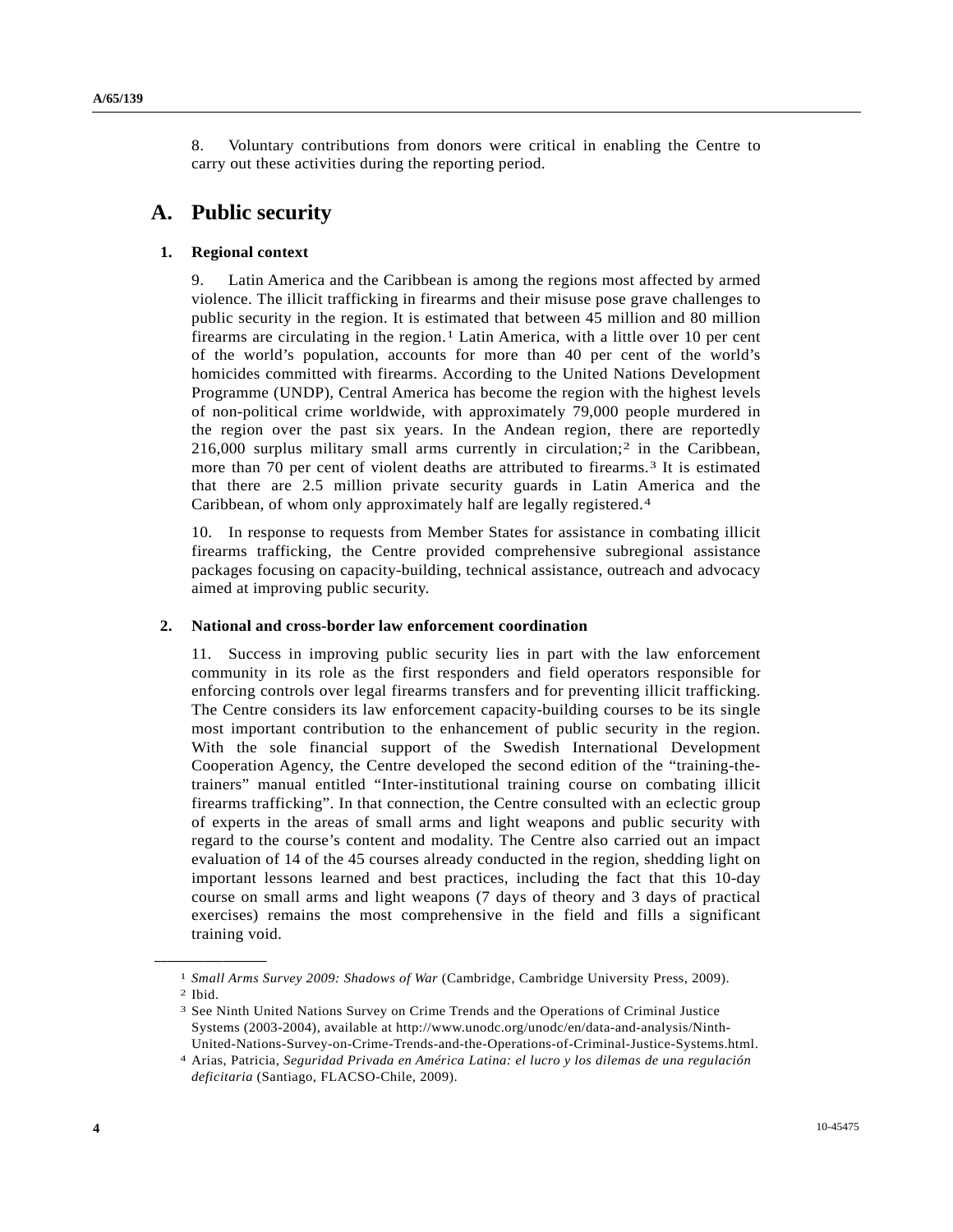8. Voluntary contributions from donors were critical in enabling the Centre to carry out these activities during the reporting period.

## A. Public security

### 1. Regional context

9. Latin America and the Caribbean is among the regions most affected by armed violence. The illicit trafficking in firearms and their misuse pose grave challenges to public security in the region. It is estimated that between 45 million and 80 million firearms are circulating in the region.[1] Latin America, with a little over 10 per cent of the world's population, accounts for more than 40 per cent of the world's homicides committed with firearms. According to the United Nations Development Programme (UNDP), Central America has become the region with the highest levels of non-political crime worldwide, with approximately 79,000 people murdered in the region over the past six years. In the Andean region, there are reportedly 216,000 surplus military small arms currently in circulation;[2] in the Caribbean, more than 70 per cent of violent deaths are attributed to firearms.[3] It is estimated that there are 2.5 million private security guards in Latin America and the Caribbean, of whom only approximately half are legally registered.[4]

10. In response to requests from Member States for assistance in combating illicit firearms trafficking, the Centre provided comprehensive subregional assistance packages focusing on capacity-building, technical assistance, outreach and advocacy aimed at improving public security.

### 2. National and cross-border law enforcement coordination

11. Success in improving public security lies in part with the law enforcement community in its role as the first responders and field operators responsible for enforcing controls over legal firearms transfers and for preventing illicit trafficking. The Centre considers its law enforcement capacity-building courses to be its single most important contribution to the enhancement of public security in the region. With the sole financial support of the Swedish International Development Cooperation Agency, the Centre developed the second edition of the "training-the-trainers" manual entitled "Inter-institutional training course on combating illicit firearms trafficking". In that connection, the Centre consulted with an eclectic group of experts in the areas of small arms and light weapons and public security with regard to the course's content and modality. The Centre also carried out an impact evaluation of 14 of the 45 courses already conducted in the region, shedding light on important lessons learned and best practices, including the fact that this 10-day course on small arms and light weapons (7 days of theory and 3 days of practical exercises) remains the most comprehensive in the field and fills a significant training void.

---

[1] *Small Arms Survey 2009: Shadows of War* (Cambridge, Cambridge University Press, 2009).

[2] Ibid.

[3] See Ninth United Nations Survey on Crime Trends and the Operations of Criminal Justice Systems (2003-2004), available at http://www.unodc.org/unodc/en/data-and-analysis/Ninth-United-Nations-Survey-on-Crime-Trends-and-the-Operations-of-Criminal-Justice-Systems.html.

[4] Arias, Patricia, *Seguridad Privada en América Latina: el lucro y los dilemas de una regulación deficitaria* (Santiago, FLACSO-Chile, 2009).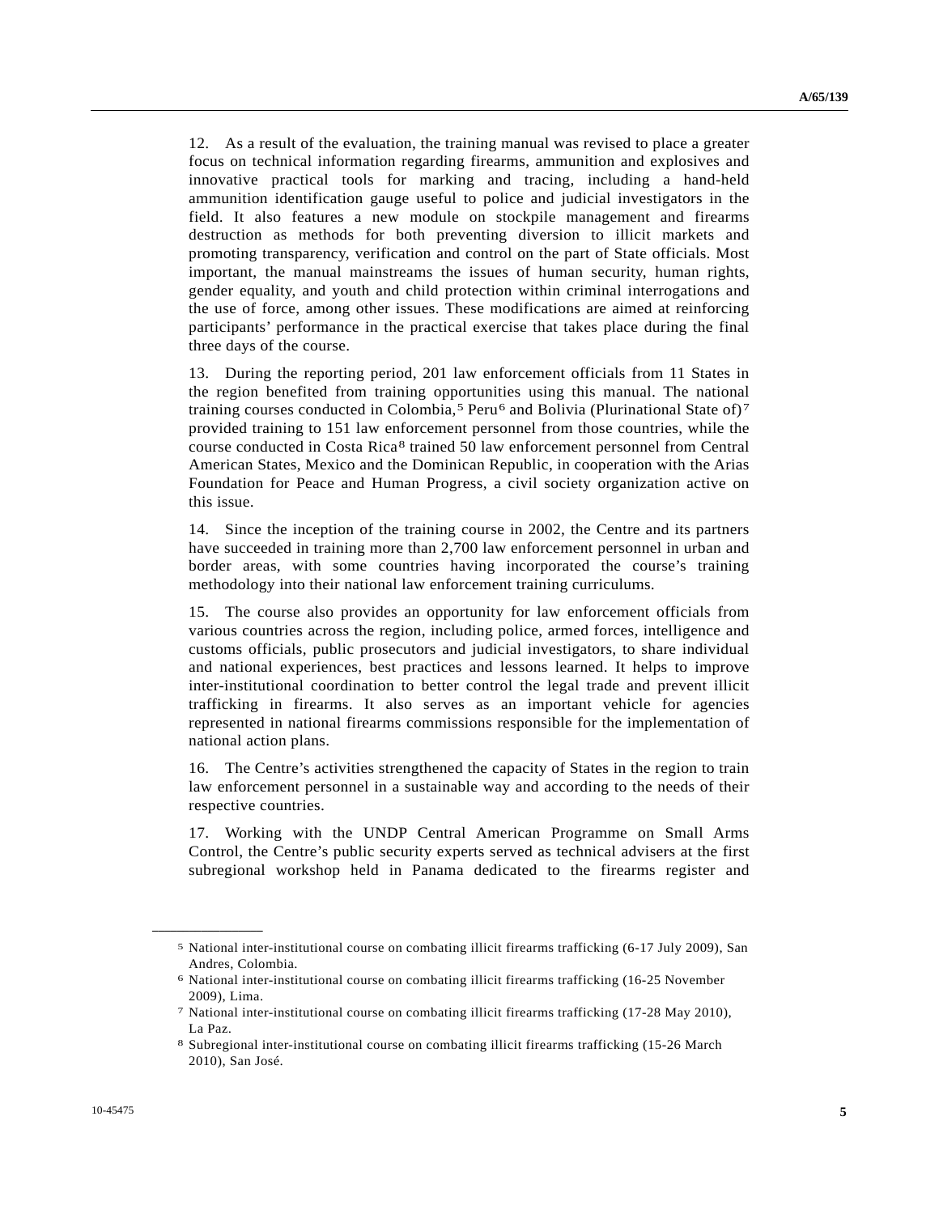12. As a result of the evaluation, the training manual was revised to place a greater focus on technical information regarding firearms, ammunition and explosives and innovative practical tools for marking and tracing, including a hand-held ammunition identification gauge useful to police and judicial investigators in the field. It also features a new module on stockpile management and firearms destruction as methods for both preventing diversion to illicit markets and promoting transparency, verification and control on the part of State officials. Most important, the manual mainstreams the issues of human security, human rights, gender equality, and youth and child protection within criminal interrogations and the use of force, among other issues. These modifications are aimed at reinforcing participants' performance in the practical exercise that takes place during the final three days of the course.

13. During the reporting period, 201 law enforcement officials from 11 States in the region benefited from training opportunities using this manual. The national training courses conducted in Colombia,[5] Peru[6] and Bolivia (Plurinational State of)[7] provided training to 151 law enforcement personnel from those countries, while the course conducted in Costa Rica[8] trained 50 law enforcement personnel from Central American States, Mexico and the Dominican Republic, in cooperation with the Arias Foundation for Peace and Human Progress, a civil society organization active on this issue.

14. Since the inception of the training course in 2002, the Centre and its partners have succeeded in training more than 2,700 law enforcement personnel in urban and border areas, with some countries having incorporated the course's training methodology into their national law enforcement training curriculums.

15. The course also provides an opportunity for law enforcement officials from various countries across the region, including police, armed forces, intelligence and customs officials, public prosecutors and judicial investigators, to share individual and national experiences, best practices and lessons learned. It helps to improve inter-institutional coordination to better control the legal trade and prevent illicit trafficking in firearms. It also serves as an important vehicle for agencies represented in national firearms commissions responsible for the implementation of national action plans.

16. The Centre's activities strengthened the capacity of States in the region to train law enforcement personnel in a sustainable way and according to the needs of their respective countries.

17. Working with the UNDP Central American Programme on Small Arms Control, the Centre's public security experts served as technical advisers at the first subregional workshop held in Panama dedicated to the firearms register and

---

[5] National inter-institutional course on combating illicit firearms trafficking (6-17 July 2009), San Andres, Colombia.

[6] National inter-institutional course on combating illicit firearms trafficking (16-25 November 2009), Lima.

[7] National inter-institutional course on combating illicit firearms trafficking (17-28 May 2010), La Paz.

[8] Subregional inter-institutional course on combating illicit firearms trafficking (15-26 March 2010), San José.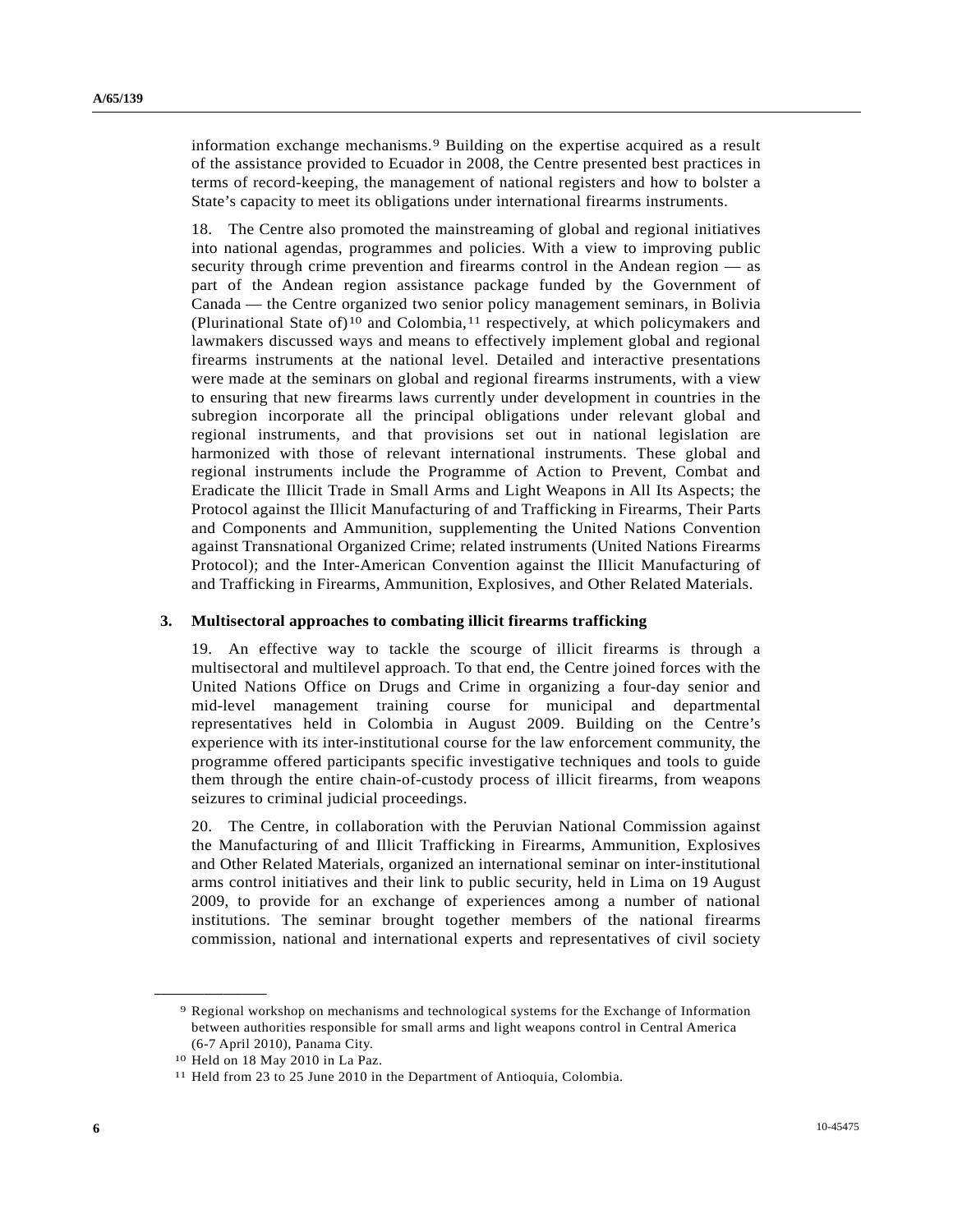information exchange mechanisms.[9] Building on the expertise acquired as a result of the assistance provided to Ecuador in 2008, the Centre presented best practices in terms of record-keeping, the management of national registers and how to bolster a State's capacity to meet its obligations under international firearms instruments.

18. The Centre also promoted the mainstreaming of global and regional initiatives into national agendas, programmes and policies. With a view to improving public security through crime prevention and firearms control in the Andean region — as part of the Andean region assistance package funded by the Government of Canada — the Centre organized two senior policy management seminars, in Bolivia (Plurinational State of)[10] and Colombia,[11] respectively, at which policymakers and lawmakers discussed ways and means to effectively implement global and regional firearms instruments at the national level. Detailed and interactive presentations were made at the seminars on global and regional firearms instruments, with a view to ensuring that new firearms laws currently under development in countries in the subregion incorporate all the principal obligations under relevant global and regional instruments, and that provisions set out in national legislation are harmonized with those of relevant international instruments. These global and regional instruments include the Programme of Action to Prevent, Combat and Eradicate the Illicit Trade in Small Arms and Light Weapons in All Its Aspects; the Protocol against the Illicit Manufacturing of and Trafficking in Firearms, Their Parts and Components and Ammunition, supplementing the United Nations Convention against Transnational Organized Crime; related instruments (United Nations Firearms Protocol); and the Inter-American Convention against the Illicit Manufacturing of and Trafficking in Firearms, Ammunition, Explosives, and Other Related Materials.

### 3. Multisectoral approaches to combating illicit firearms trafficking

19. An effective way to tackle the scourge of illicit firearms is through a multisectoral and multilevel approach. To that end, the Centre joined forces with the United Nations Office on Drugs and Crime in organizing a four-day senior and mid-level management training course for municipal and departmental representatives held in Colombia in August 2009. Building on the Centre's experience with its inter-institutional course for the law enforcement community, the programme offered participants specific investigative techniques and tools to guide them through the entire chain-of-custody process of illicit firearms, from weapons seizures to criminal judicial proceedings.

20. The Centre, in collaboration with the Peruvian National Commission against the Manufacturing of and Illicit Trafficking in Firearms, Ammunition, Explosives and Other Related Materials, organized an international seminar on inter-institutional arms control initiatives and their link to public security, held in Lima on 19 August 2009, to provide for an exchange of experiences among a number of national institutions. The seminar brought together members of the national firearms commission, national and international experts and representatives of civil society

---

[9] Regional workshop on mechanisms and technological systems for the Exchange of Information between authorities responsible for small arms and light weapons control in Central America (6-7 April 2010), Panama City.

[10] Held on 18 May 2010 in La Paz.

[11] Held from 23 to 25 June 2010 in the Department of Antioquia, Colombia.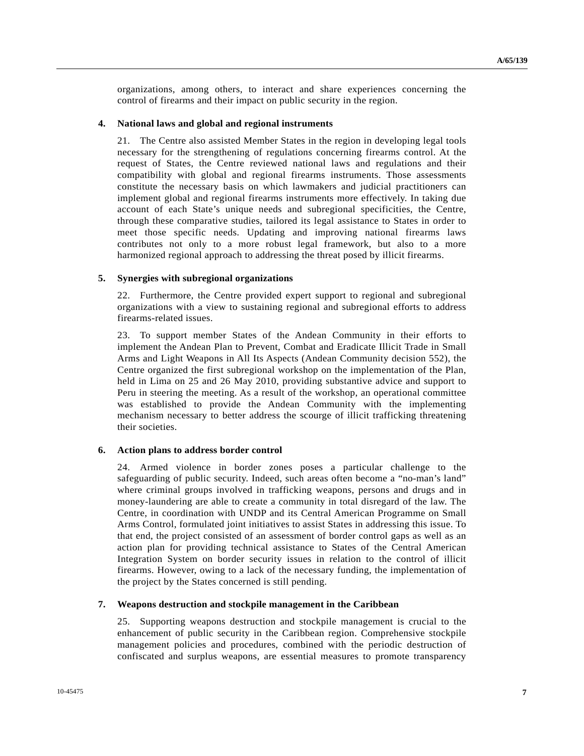organizations, among others, to interact and share experiences concerning the control of firearms and their impact on public security in the region.

### 4. National laws and global and regional instruments

21. The Centre also assisted Member States in the region in developing legal tools necessary for the strengthening of regulations concerning firearms control. At the request of States, the Centre reviewed national laws and regulations and their compatibility with global and regional firearms instruments. Those assessments constitute the necessary basis on which lawmakers and judicial practitioners can implement global and regional firearms instruments more effectively. In taking due account of each State's unique needs and subregional specificities, the Centre, through these comparative studies, tailored its legal assistance to States in order to meet those specific needs. Updating and improving national firearms laws contributes not only to a more robust legal framework, but also to a more harmonized regional approach to addressing the threat posed by illicit firearms.

### 5. Synergies with subregional organizations

22. Furthermore, the Centre provided expert support to regional and subregional organizations with a view to sustaining regional and subregional efforts to address firearms-related issues.

23. To support member States of the Andean Community in their efforts to implement the Andean Plan to Prevent, Combat and Eradicate Illicit Trade in Small Arms and Light Weapons in All Its Aspects (Andean Community decision 552), the Centre organized the first subregional workshop on the implementation of the Plan, held in Lima on 25 and 26 May 2010, providing substantive advice and support to Peru in steering the meeting. As a result of the workshop, an operational committee was established to provide the Andean Community with the implementing mechanism necessary to better address the scourge of illicit trafficking threatening their societies.

### 6. Action plans to address border control

24. Armed violence in border zones poses a particular challenge to the safeguarding of public security. Indeed, such areas often become a "no-man's land" where criminal groups involved in trafficking weapons, persons and drugs and in money-laundering are able to create a community in total disregard of the law. The Centre, in coordination with UNDP and its Central American Programme on Small Arms Control, formulated joint initiatives to assist States in addressing this issue. To that end, the project consisted of an assessment of border control gaps as well as an action plan for providing technical assistance to States of the Central American Integration System on border security issues in relation to the control of illicit firearms. However, owing to a lack of the necessary funding, the implementation of the project by the States concerned is still pending.

### 7. Weapons destruction and stockpile management in the Caribbean

25. Supporting weapons destruction and stockpile management is crucial to the enhancement of public security in the Caribbean region. Comprehensive stockpile management policies and procedures, combined with the periodic destruction of confiscated and surplus weapons, are essential measures to promote transparency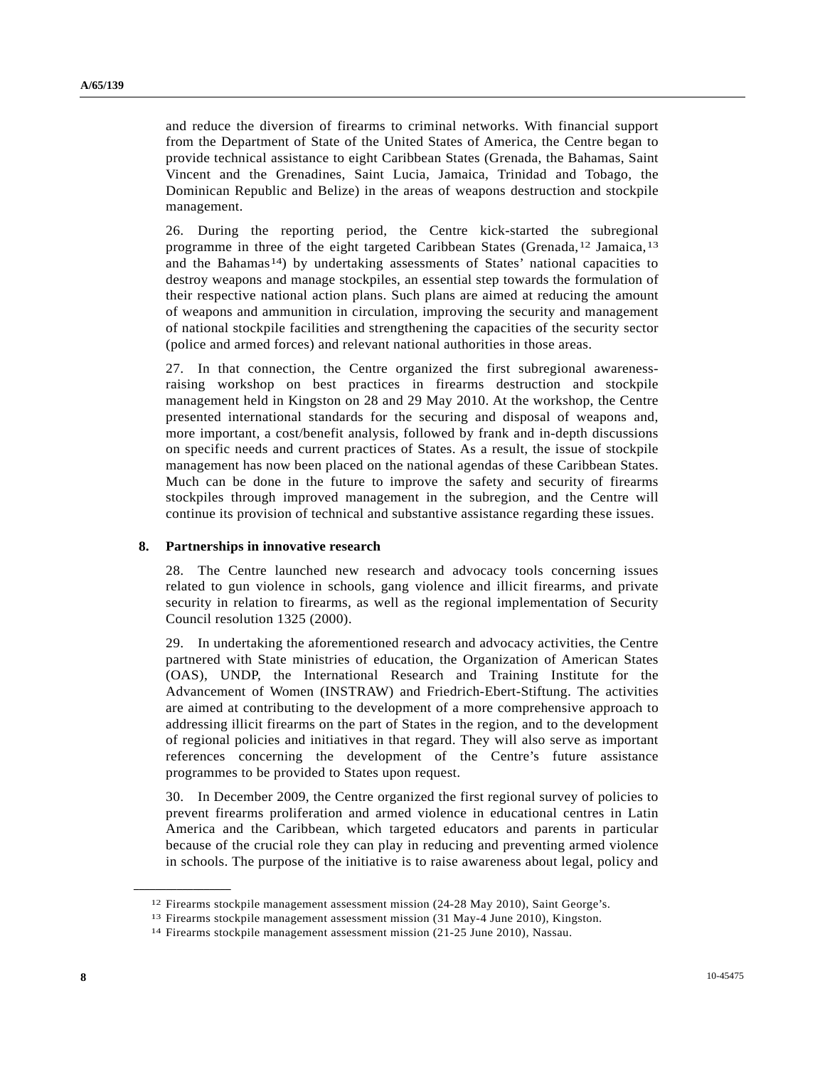and reduce the diversion of firearms to criminal networks. With financial support from the Department of State of the United States of America, the Centre began to provide technical assistance to eight Caribbean States (Grenada, the Bahamas, Saint Vincent and the Grenadines, Saint Lucia, Jamaica, Trinidad and Tobago, the Dominican Republic and Belize) in the areas of weapons destruction and stockpile management.

26. During the reporting period, the Centre kick-started the subregional programme in three of the eight targeted Caribbean States (Grenada,[12] Jamaica,[13] and the Bahamas[14]) by undertaking assessments of States' national capacities to destroy weapons and manage stockpiles, an essential step towards the formulation of their respective national action plans. Such plans are aimed at reducing the amount of weapons and ammunition in circulation, improving the security and management of national stockpile facilities and strengthening the capacities of the security sector (police and armed forces) and relevant national authorities in those areas.

27. In that connection, the Centre organized the first subregional awareness-raising workshop on best practices in firearms destruction and stockpile management held in Kingston on 28 and 29 May 2010. At the workshop, the Centre presented international standards for the securing and disposal of weapons and, more important, a cost/benefit analysis, followed by frank and in-depth discussions on specific needs and current practices of States. As a result, the issue of stockpile management has now been placed on the national agendas of these Caribbean States. Much can be done in the future to improve the safety and security of firearms stockpiles through improved management in the subregion, and the Centre will continue its provision of technical and substantive assistance regarding these issues.

## 8. Partnerships in innovative research

28. The Centre launched new research and advocacy tools concerning issues related to gun violence in schools, gang violence and illicit firearms, and private security in relation to firearms, as well as the regional implementation of Security Council resolution 1325 (2000).

29. In undertaking the aforementioned research and advocacy activities, the Centre partnered with State ministries of education, the Organization of American States (OAS), UNDP, the International Research and Training Institute for the Advancement of Women (INSTRAW) and Friedrich-Ebert-Stiftung. The activities are aimed at contributing to the development of a more comprehensive approach to addressing illicit firearms on the part of States in the region, and to the development of regional policies and initiatives in that regard. They will also serve as important references concerning the development of the Centre's future assistance programmes to be provided to States upon request.

30. In December 2009, the Centre organized the first regional survey of policies to prevent firearms proliferation and armed violence in educational centres in Latin America and the Caribbean, which targeted educators and parents in particular because of the crucial role they can play in reducing and preventing armed violence in schools. The purpose of the initiative is to raise awareness about legal, policy and

---

[12] Firearms stockpile management assessment mission (24-28 May 2010), Saint George's.

[13] Firearms stockpile management assessment mission (31 May-4 June 2010), Kingston.

[14] Firearms stockpile management assessment mission (21-25 June 2010), Nassau.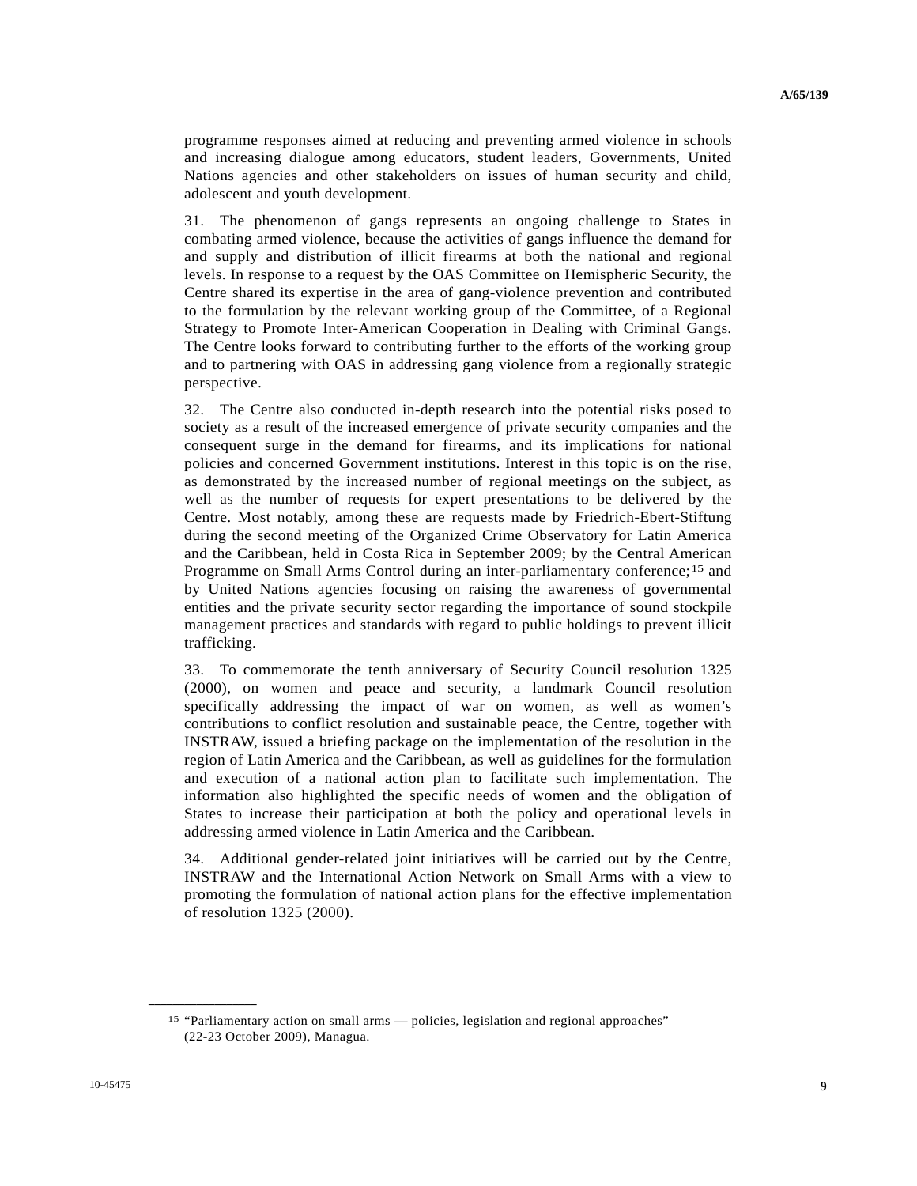programme responses aimed at reducing and preventing armed violence in schools and increasing dialogue among educators, student leaders, Governments, United Nations agencies and other stakeholders on issues of human security and child, adolescent and youth development.

31. The phenomenon of gangs represents an ongoing challenge to States in combating armed violence, because the activities of gangs influence the demand for and supply and distribution of illicit firearms at both the national and regional levels. In response to a request by the OAS Committee on Hemispheric Security, the Centre shared its expertise in the area of gang-violence prevention and contributed to the formulation by the relevant working group of the Committee, of a Regional Strategy to Promote Inter-American Cooperation in Dealing with Criminal Gangs. The Centre looks forward to contributing further to the efforts of the working group and to partnering with OAS in addressing gang violence from a regionally strategic perspective.

32. The Centre also conducted in-depth research into the potential risks posed to society as a result of the increased emergence of private security companies and the consequent surge in the demand for firearms, and its implications for national policies and concerned Government institutions. Interest in this topic is on the rise, as demonstrated by the increased number of regional meetings on the subject, as well as the number of requests for expert presentations to be delivered by the Centre. Most notably, among these are requests made by Friedrich-Ebert-Stiftung during the second meeting of the Organized Crime Observatory for Latin America and the Caribbean, held in Costa Rica in September 2009; by the Central American Programme on Small Arms Control during an inter-parliamentary conference;[15] and by United Nations agencies focusing on raising the awareness of governmental entities and the private security sector regarding the importance of sound stockpile management practices and standards with regard to public holdings to prevent illicit trafficking.

33. To commemorate the tenth anniversary of Security Council resolution 1325 (2000), on women and peace and security, a landmark Council resolution specifically addressing the impact of war on women, as well as women's contributions to conflict resolution and sustainable peace, the Centre, together with INSTRAW, issued a briefing package on the implementation of the resolution in the region of Latin America and the Caribbean, as well as guidelines for the formulation and execution of a national action plan to facilitate such implementation. The information also highlighted the specific needs of women and the obligation of States to increase their participation at both the policy and operational levels in addressing armed violence in Latin America and the Caribbean.

34. Additional gender-related joint initiatives will be carried out by the Centre, INSTRAW and the International Action Network on Small Arms with a view to promoting the formulation of national action plans for the effective implementation of resolution 1325 (2000).

---

[15] "Parliamentary action on small arms — policies, legislation and regional approaches" (22-23 October 2009), Managua.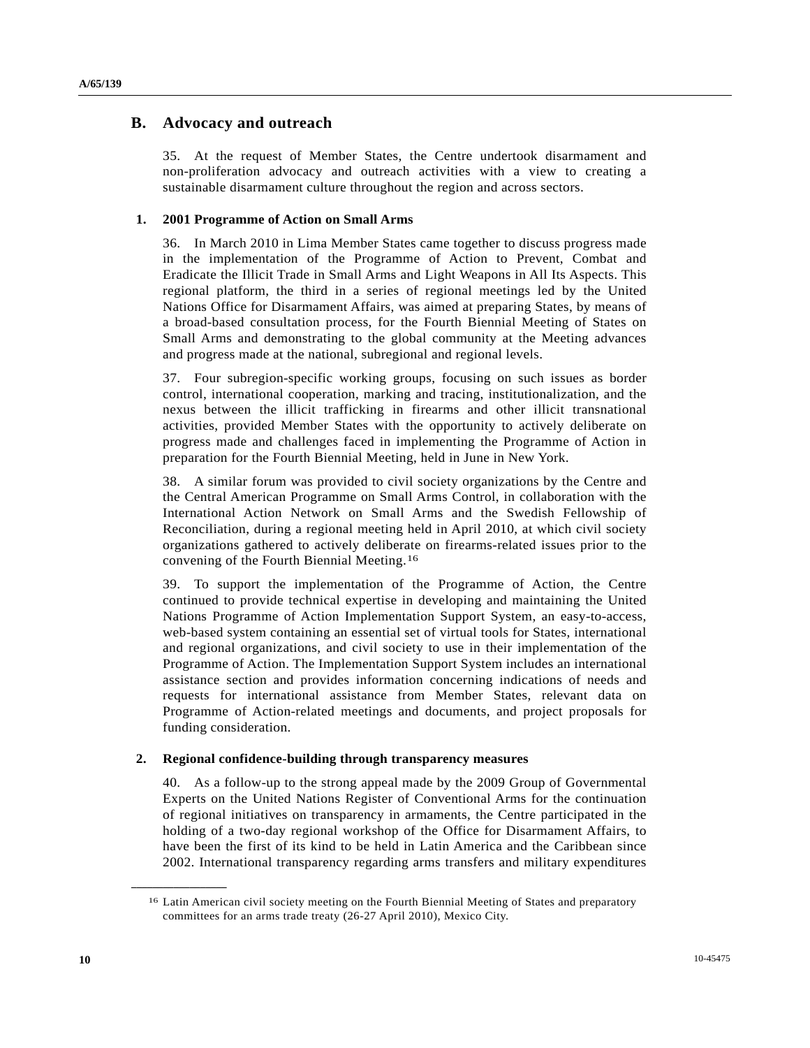## B. Advocacy and outreach

35. At the request of Member States, the Centre undertook disarmament and non-proliferation advocacy and outreach activities with a view to creating a sustainable disarmament culture throughout the region and across sectors.

### 1. 2001 Programme of Action on Small Arms

36. In March 2010 in Lima Member States came together to discuss progress made in the implementation of the Programme of Action to Prevent, Combat and Eradicate the Illicit Trade in Small Arms and Light Weapons in All Its Aspects. This regional platform, the third in a series of regional meetings led by the United Nations Office for Disarmament Affairs, was aimed at preparing States, by means of a broad-based consultation process, for the Fourth Biennial Meeting of States on Small Arms and demonstrating to the global community at the Meeting advances and progress made at the national, subregional and regional levels.

37. Four subregion-specific working groups, focusing on such issues as border control, international cooperation, marking and tracing, institutionalization, and the nexus between the illicit trafficking in firearms and other illicit transnational activities, provided Member States with the opportunity to actively deliberate on progress made and challenges faced in implementing the Programme of Action in preparation for the Fourth Biennial Meeting, held in June in New York.

38. A similar forum was provided to civil society organizations by the Centre and the Central American Programme on Small Arms Control, in collaboration with the International Action Network on Small Arms and the Swedish Fellowship of Reconciliation, during a regional meeting held in April 2010, at which civil society organizations gathered to actively deliberate on firearms-related issues prior to the convening of the Fourth Biennial Meeting.[16]

39. To support the implementation of the Programme of Action, the Centre continued to provide technical expertise in developing and maintaining the United Nations Programme of Action Implementation Support System, an easy-to-access, web-based system containing an essential set of virtual tools for States, international and regional organizations, and civil society to use in their implementation of the Programme of Action. The Implementation Support System includes an international assistance section and provides information concerning indications of needs and requests for international assistance from Member States, relevant data on Programme of Action-related meetings and documents, and project proposals for funding consideration.

### 2. Regional confidence-building through transparency measures

40. As a follow-up to the strong appeal made by the 2009 Group of Governmental Experts on the United Nations Register of Conventional Arms for the continuation of regional initiatives on transparency in armaments, the Centre participated in the holding of a two-day regional workshop of the Office for Disarmament Affairs, to have been the first of its kind to be held in Latin America and the Caribbean since 2002. International transparency regarding arms transfers and military expenditures

---

[16] Latin American civil society meeting on the Fourth Biennial Meeting of States and preparatory committees for an arms trade treaty (26-27 April 2010), Mexico City.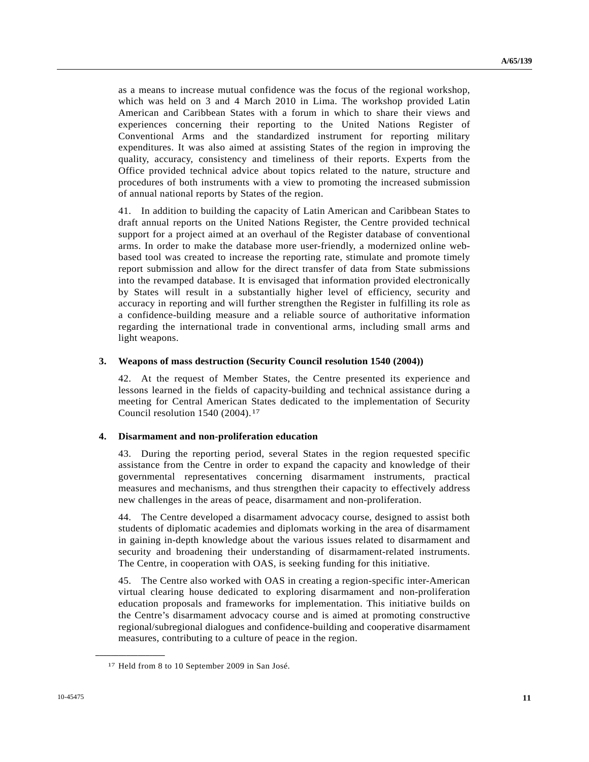as a means to increase mutual confidence was the focus of the regional workshop, which was held on 3 and 4 March 2010 in Lima. The workshop provided Latin American and Caribbean States with a forum in which to share their views and experiences concerning their reporting to the United Nations Register of Conventional Arms and the standardized instrument for reporting military expenditures. It was also aimed at assisting States of the region in improving the quality, accuracy, consistency and timeliness of their reports. Experts from the Office provided technical advice about topics related to the nature, structure and procedures of both instruments with a view to promoting the increased submission of annual national reports by States of the region.

41. In addition to building the capacity of Latin American and Caribbean States to draft annual reports on the United Nations Register, the Centre provided technical support for a project aimed at an overhaul of the Register database of conventional arms. In order to make the database more user-friendly, a modernized online web-based tool was created to increase the reporting rate, stimulate and promote timely report submission and allow for the direct transfer of data from State submissions into the revamped database. It is envisaged that information provided electronically by States will result in a substantially higher level of efficiency, security and accuracy in reporting and will further strengthen the Register in fulfilling its role as a confidence-building measure and a reliable source of authoritative information regarding the international trade in conventional arms, including small arms and light weapons.

### 3. Weapons of mass destruction (Security Council resolution 1540 (2004))

42. At the request of Member States, the Centre presented its experience and lessons learned in the fields of capacity-building and technical assistance during a meeting for Central American States dedicated to the implementation of Security Council resolution 1540 (2004).[17]

### 4. Disarmament and non-proliferation education

43. During the reporting period, several States in the region requested specific assistance from the Centre in order to expand the capacity and knowledge of their governmental representatives concerning disarmament instruments, practical measures and mechanisms, and thus strengthen their capacity to effectively address new challenges in the areas of peace, disarmament and non-proliferation.

44. The Centre developed a disarmament advocacy course, designed to assist both students of diplomatic academies and diplomats working in the area of disarmament in gaining in-depth knowledge about the various issues related to disarmament and security and broadening their understanding of disarmament-related instruments. The Centre, in cooperation with OAS, is seeking funding for this initiative.

45. The Centre also worked with OAS in creating a region-specific inter-American virtual clearing house dedicated to exploring disarmament and non-proliferation education proposals and frameworks for implementation. This initiative builds on the Centre's disarmament advocacy course and is aimed at promoting constructive regional/subregional dialogues and confidence-building and cooperative disarmament measures, contributing to a culture of peace in the region.

---

[17] Held from 8 to 10 September 2009 in San José.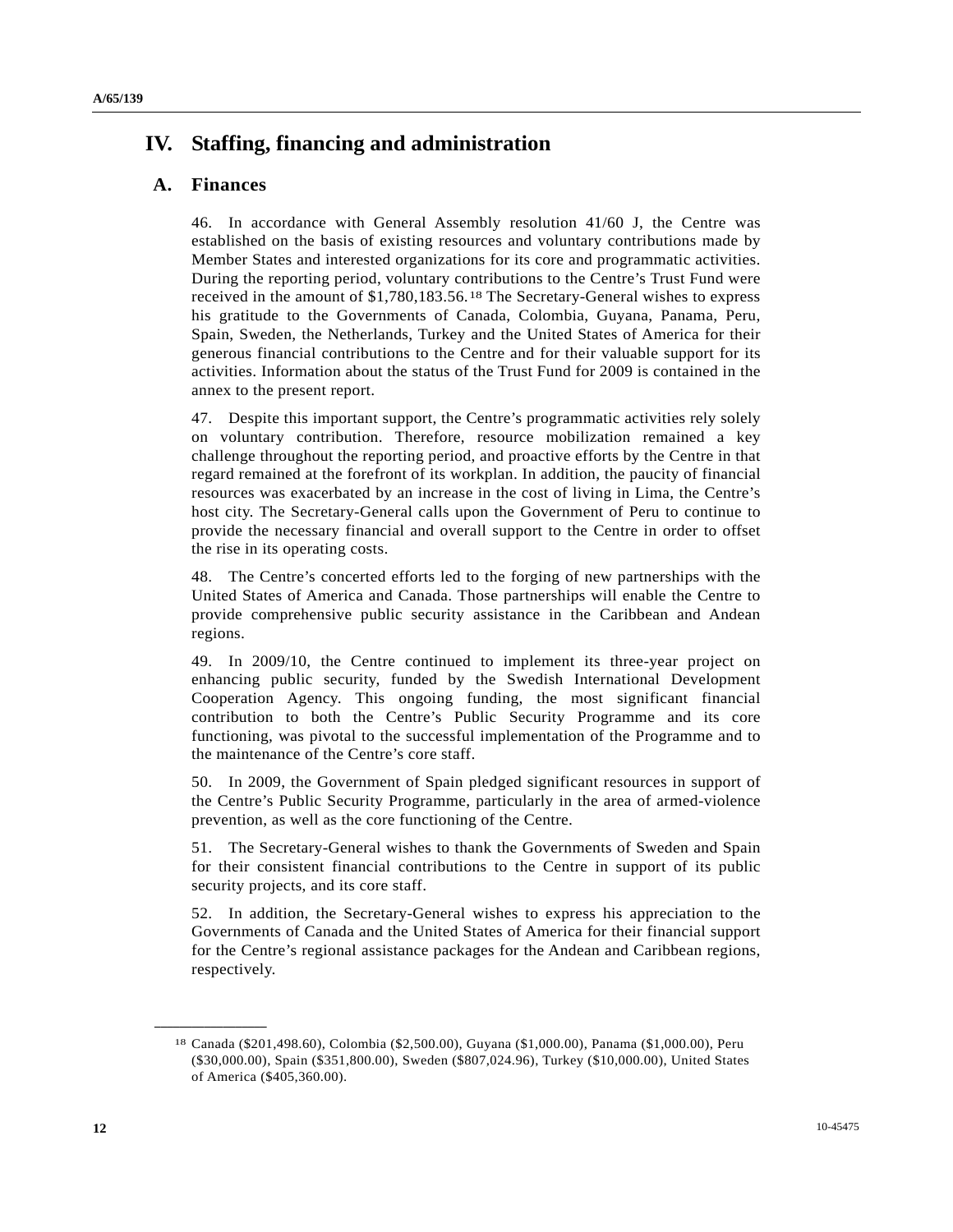# IV. Staffing, financing and administration

## A. Finances

46. In accordance with General Assembly resolution 41/60 J, the Centre was established on the basis of existing resources and voluntary contributions made by Member States and interested organizations for its core and programmatic activities. During the reporting period, voluntary contributions to the Centre's Trust Fund were received in the amount of $1,780,183.56.[18] The Secretary-General wishes to express his gratitude to the Governments of Canada, Colombia, Guyana, Panama, Peru, Spain, Sweden, the Netherlands, Turkey and the United States of America for their generous financial contributions to the Centre and for their valuable support for its activities. Information about the status of the Trust Fund for 2009 is contained in the annex to the present report.

47. Despite this important support, the Centre's programmatic activities rely solely on voluntary contribution. Therefore, resource mobilization remained a key challenge throughout the reporting period, and proactive efforts by the Centre in that regard remained at the forefront of its workplan. In addition, the paucity of financial resources was exacerbated by an increase in the cost of living in Lima, the Centre's host city. The Secretary-General calls upon the Government of Peru to continue to provide the necessary financial and overall support to the Centre in order to offset the rise in its operating costs.

48. The Centre's concerted efforts led to the forging of new partnerships with the United States of America and Canada. Those partnerships will enable the Centre to provide comprehensive public security assistance in the Caribbean and Andean regions.

49. In 2009/10, the Centre continued to implement its three-year project on enhancing public security, funded by the Swedish International Development Cooperation Agency. This ongoing funding, the most significant financial contribution to both the Centre's Public Security Programme and its core functioning, was pivotal to the successful implementation of the Programme and to the maintenance of the Centre's core staff.

50. In 2009, the Government of Spain pledged significant resources in support of the Centre's Public Security Programme, particularly in the area of armed-violence prevention, as well as the core functioning of the Centre.

51. The Secretary-General wishes to thank the Governments of Sweden and Spain for their consistent financial contributions to the Centre in support of its public security projects, and its core staff.

52. In addition, the Secretary-General wishes to express his appreciation to the Governments of Canada and the United States of America for their financial support for the Centre's regional assistance packages for the Andean and Caribbean regions, respectively.

---

[18] Canada ($201,498.60), Colombia ($2,500.00), Guyana ($1,000.00), Panama ($1,000.00), Peru ($30,000.00), Spain ($351,800.00), Sweden ($807,024.96), Turkey ($10,000.00), United States of America ($405,360.00).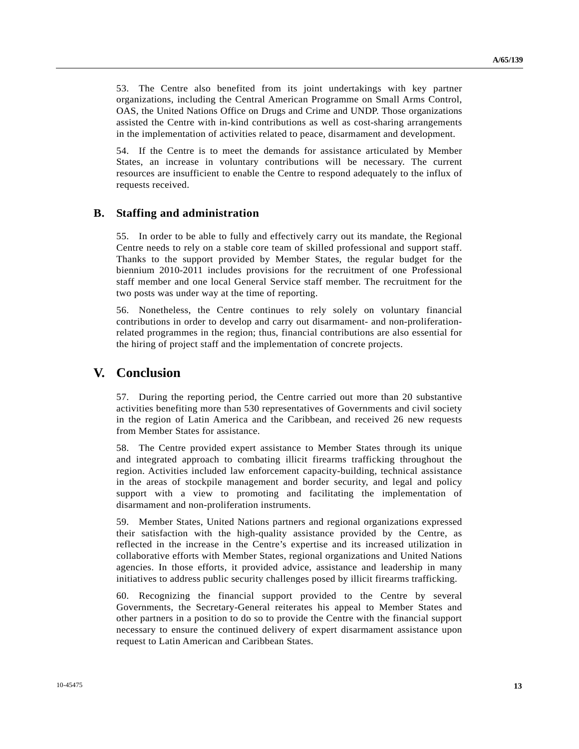53. The Centre also benefited from its joint undertakings with key partner organizations, including the Central American Programme on Small Arms Control, OAS, the United Nations Office on Drugs and Crime and UNDP. Those organizations assisted the Centre with in-kind contributions as well as cost-sharing arrangements in the implementation of activities related to peace, disarmament and development.

54. If the Centre is to meet the demands for assistance articulated by Member States, an increase in voluntary contributions will be necessary. The current resources are insufficient to enable the Centre to respond adequately to the influx of requests received.

## B. Staffing and administration

55. In order to be able to fully and effectively carry out its mandate, the Regional Centre needs to rely on a stable core team of skilled professional and support staff. Thanks to the support provided by Member States, the regular budget for the biennium 2010-2011 includes provisions for the recruitment of one Professional staff member and one local General Service staff member. The recruitment for the two posts was under way at the time of reporting.

56. Nonetheless, the Centre continues to rely solely on voluntary financial contributions in order to develop and carry out disarmament- and non-proliferation-related programmes in the region; thus, financial contributions are also essential for the hiring of project staff and the implementation of concrete projects.

# V. Conclusion

57. During the reporting period, the Centre carried out more than 20 substantive activities benefiting more than 530 representatives of Governments and civil society in the region of Latin America and the Caribbean, and received 26 new requests from Member States for assistance.

58. The Centre provided expert assistance to Member States through its unique and integrated approach to combating illicit firearms trafficking throughout the region. Activities included law enforcement capacity-building, technical assistance in the areas of stockpile management and border security, and legal and policy support with a view to promoting and facilitating the implementation of disarmament and non-proliferation instruments.

59. Member States, United Nations partners and regional organizations expressed their satisfaction with the high-quality assistance provided by the Centre, as reflected in the increase in the Centre's expertise and its increased utilization in collaborative efforts with Member States, regional organizations and United Nations agencies. In those efforts, it provided advice, assistance and leadership in many initiatives to address public security challenges posed by illicit firearms trafficking.

60. Recognizing the financial support provided to the Centre by several Governments, the Secretary-General reiterates his appeal to Member States and other partners in a position to do so to provide the Centre with the financial support necessary to ensure the continued delivery of expert disarmament assistance upon request to Latin American and Caribbean States.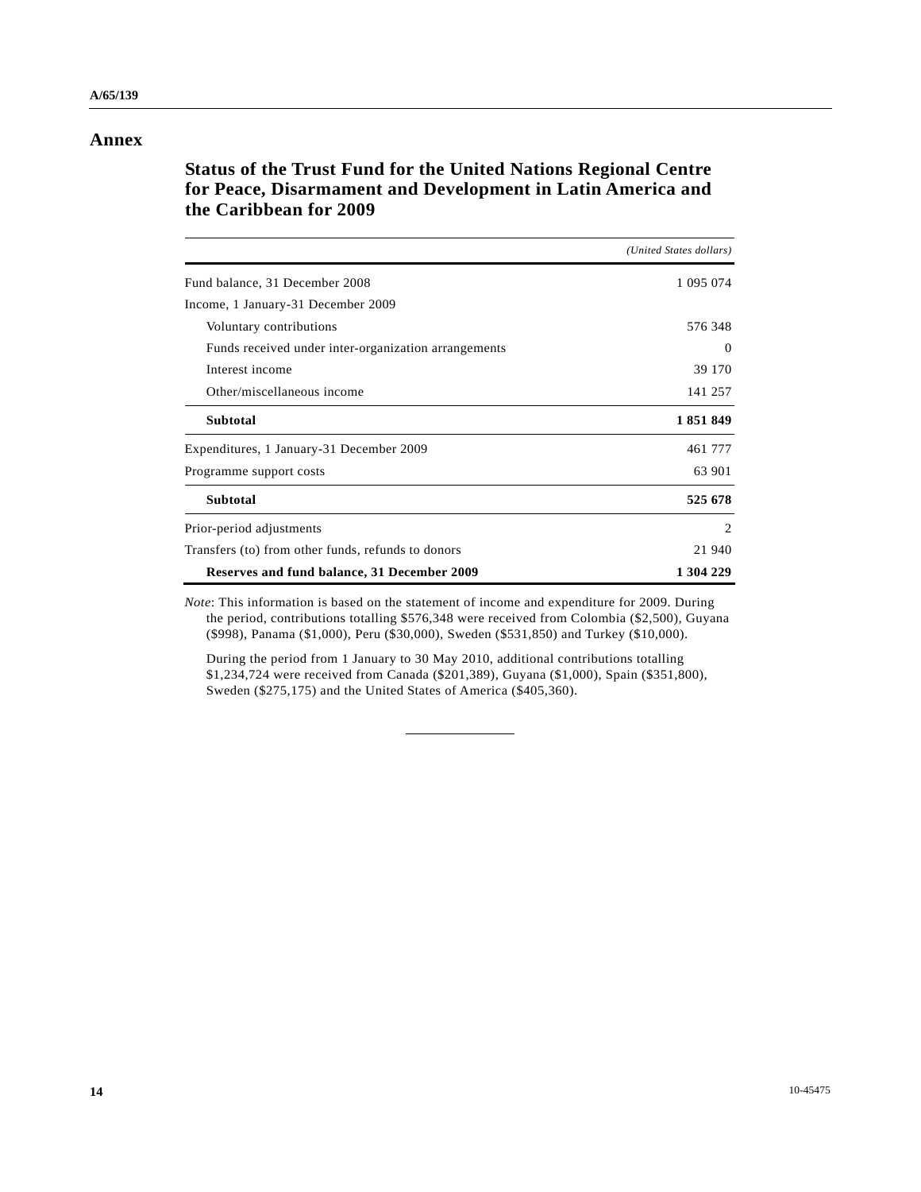# Annex

## Status of the Trust Fund for the United Nations Regional Centre for Peace, Disarmament and Development in Latin America and the Caribbean for 2009

| | *(United States dollars)* |
|---|---|
| Fund balance, 31 December 2008 | 1 095 074 |
| Income, 1 January-31 December 2009 | |
| Voluntary contributions | 576 348 |
| Funds received under inter-organization arrangements | 0 |
| Interest income | 39 170 |
| Other/miscellaneous income | 141 257 |
| **Subtotal** | **1 851 849** |
| Expenditures, 1 January-31 December 2009 | 461 777 |
| Programme support costs | 63 901 |
| **Subtotal** | **525 678** |
| Prior-period adjustments | 2 |
| Transfers (to) from other funds, refunds to donors | 21 940 |
| **Reserves and fund balance, 31 December 2009** | **1 304 229** |

*Note*: This information is based on the statement of income and expenditure for 2009. During the period, contributions totalling $576,348 were received from Colombia ($2,500), Guyana ($998), Panama ($1,000), Peru ($30,000), Sweden ($531,850) and Turkey ($10,000).

During the period from 1 January to 30 May 2010, additional contributions totalling $1,234,724 were received from Canada ($201,389), Guyana ($1,000), Spain ($351,800), Sweden ($275,175) and the United States of America ($405,360).